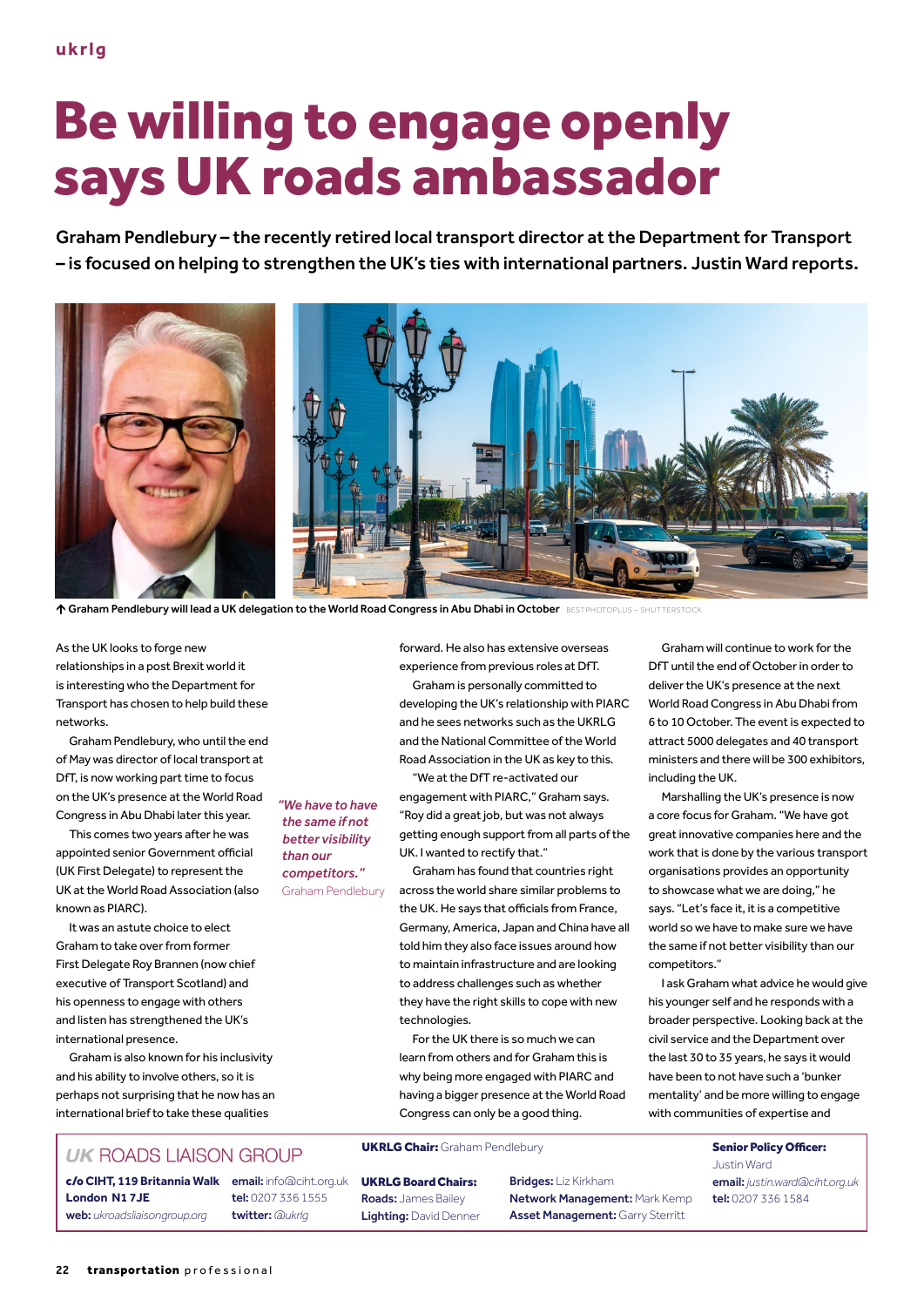ukrlg

# Be willing to engage openly says UK roads ambassador

**Graham Pendlebury – the recently retired local transport director at the Department for Transport – is focused on helping to strengthen the UK's ties with international partners. Justin Ward reports.**

↑ Graham Pendlebury will lead a UK delegation to the World Road Congress in Abu Dhabi in October BESTPHOTOPLUS – SHUTTERSTOCK

As the UK looks to forge new relationships in a post Brexit world it is interesting who the Department for Transport has chosen to help build these networks.

Graham Pendlebury, who until the end of May was director of local transport at DfT, is now working part time to focus on the UK's presence at the World Road Congress in Abu Dhabi later this year.

This comes two years after he was appointed senior Government official (UK First Delegate) to represent the UK at the World Road Association (also known as PIARC).

It was an astute choice to elect Graham to take over from former First Delegate Roy Brannen (now chief executive of Transport Scotland) and his openness to engage with others and listen has strengthened the UK's international presence.

Graham is also known for his inclusivity and his ability to involve others, so it is perhaps not surprising that he now has an international brief to take these qualities forward. He also has extensive overseas experience from previous roles at DfT.

Graham is personally committed to developing the UK's relationship with PIARC and he sees networks such as the UKRLG and the National Committee of the World Road Association in the UK as key to this.

"We at the DfT re-activated our engagement with PIARC," Graham says. "Roy did a great job, but was not always getting enough support from all parts of the UK. I wanted to rectify that."

Graham has found that countries right across the world share similar problems to the UK. He says that officials from France, Germany, America, Japan and China have all told him they also face issues around how to maintain infrastructure and are looking to address challenges such as whether they have the right skills to cope with new technologies.

For the UK there is so much we can learn from others and for Graham this is why being more engaged with PIARC and having a bigger presence at the World Road Congress can only be a good thing.

> *"We have to have the same if not better visibility than our competitors."*
> Graham Pendlebury

Graham will continue to work for the DfT until the end of October in order to deliver the UK's presence at the next World Road Congress in Abu Dhabi from 6 to 10 October. The event is expected to attract 5000 delegates and 40 transport ministers and there will be 300 exhibitors, including the UK.

Marshalling the UK's presence is now a core focus for Graham. "We have got great innovative companies here and the work that is done by the various transport organisations provides an opportunity to showcase what we are doing," he says. "Let's face it, it is a competitive world so we have to make sure we have the same if not better visibility than our competitors."

I ask Graham what advice he would give his younger self and he responds with a broader perspective. Looking back at the civil service and the Department over the last 30 to 35 years, he says it would have been to not have such a 'bunker mentality' and be more willing to engage with communities of expertise and

---

*UK* ROADS LIAISON GROUP

**c/o CIHT, 119 Britannia Walk London N1 7JE**
**web:** *ukroadsliaisongroup.org*
**email:** info@ciht.org.uk
**tel:** 0207 336 1555
**twitter:** *@ukrlg*

**UKRLG Chair:** Graham Pendlebury

**UKRLG Board Chairs:**
**Roads:** James Bailey
**Lighting:** David Denner
**Bridges:** Liz Kirkham
**Network Management:** Mark Kemp
**Asset Management:** Garry Sterritt

**Senior Policy Officer:** Justin Ward
**email:** *justin.ward@ciht.org.uk*
**tel:** 0207 336 1584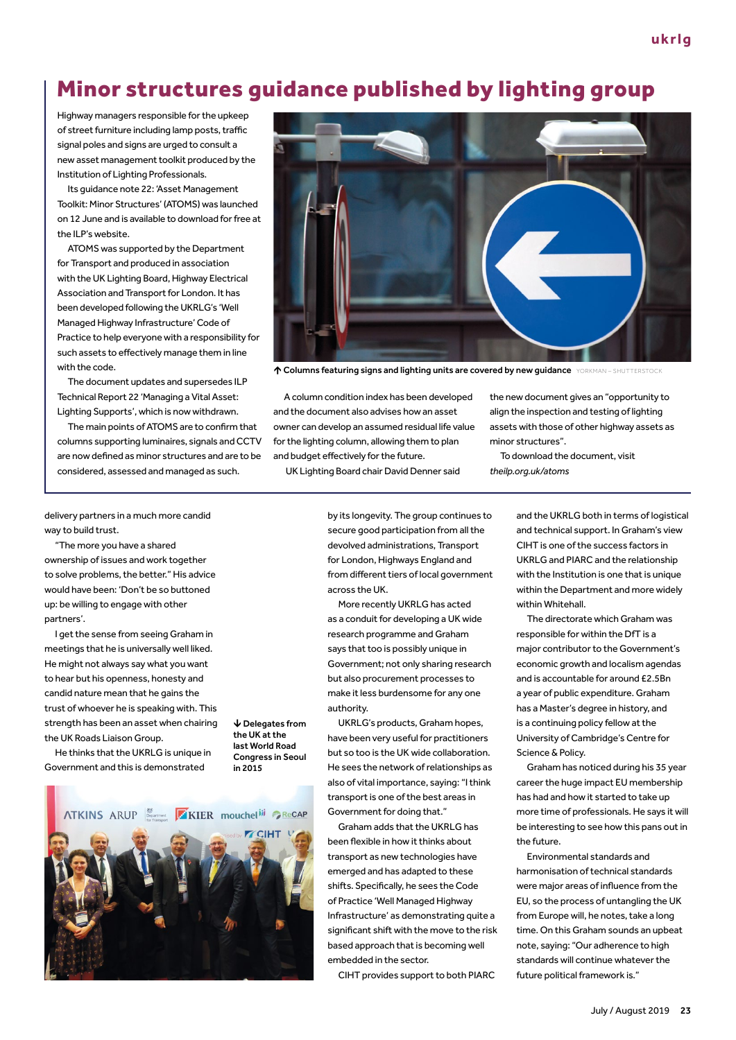# Minor structures guidance published by lighting group

Highway managers responsible for the upkeep of street furniture including lamp posts, traffic signal poles and signs are urged to consult a new asset management toolkit produced by the Institution of Lighting Professionals.

Its guidance note 22: 'Asset Management Toolkit: Minor Structures' (ATOMS) was launched on 12 June and is available to download for free at the ILP's website.

ATOMS was supported by the Department for Transport and produced in association with the UK Lighting Board, Highway Electrical Association and Transport for London. It has been developed following the UKRLG's 'Well Managed Highway Infrastructure' Code of Practice to help everyone with a responsibility for such assets to effectively manage them in line with the code.

The document updates and supersedes ILP Technical Report 22 'Managing a Vital Asset: Lighting Supports', which is now withdrawn.

The main points of ATOMS are to confirm that columns supporting luminaires, signals and CCTV are now defined as minor structures and are to be considered, assessed and managed as such.

↑ Columns featuring signs and lighting units are covered by new guidance YORKMAN – SHUTTERSTOCK

A column condition index has been developed and the document also advises how an asset owner can develop an assumed residual life value for the lighting column, allowing them to plan and budget effectively for the future.

UK Lighting Board chair David Denner said the new document gives an "opportunity to align the inspection and testing of lighting assets with those of other highway assets as minor structures".

To download the document, visit *theilp.org.uk/atoms*

---

delivery partners in a much more candid way to build trust.

"The more you have a shared ownership of issues and work together to solve problems, the better." His advice would have been: 'Don't be so buttoned up: be willing to engage with other partners'.

I get the sense from seeing Graham in meetings that he is universally well liked. He might not always say what you want to hear but his openness, honesty and candid nature mean that he gains the trust of whoever he is speaking with. This strength has been an asset when chairing the UK Roads Liaison Group.

He thinks that the UKRLG is unique in Government and this is demonstrated by its longevity. The group continues to secure good participation from all the devolved administrations, Transport for London, Highways England and from different tiers of local government across the UK.

More recently UKRLG has acted as a conduit for developing a UK wide research programme and Graham says that too is possibly unique in Government; not only sharing research but also procurement processes to make it less burdensome for any one authority.

UKRLG's products, Graham hopes, have been very useful for practitioners but so too is the UK wide collaboration. He sees the network of relationships as also of vital importance, saying: "I think transport is one of the best areas in Government for doing that."

Graham adds that the UKRLG has been flexible in how it thinks about transport as new technologies have emerged and has adapted to these shifts. Specifically, he sees the Code of Practice 'Well Managed Highway Infrastructure' as demonstrating quite a significant shift with the move to the risk based approach that is becoming well embedded in the sector.

CIHT provides support to both PIARC and the UKRLG both in terms of logistical and technical support. In Graham's view CIHT is one of the success factors in UKRLG and PIARC and the relationship with the Institution is one that is unique within the Department and more widely within Whitehall.

The directorate which Graham was responsible for within the DfT is a major contributor to the Government's economic growth and localism agendas and is accountable for around £2.5Bn a year of public expenditure. Graham has a Master's degree in history, and is a continuing policy fellow at the University of Cambridge's Centre for Science & Policy.

Graham has noticed during his 35 year career the huge impact EU membership has had and how it started to take up more time of professionals. He says it will be interesting to see how this pans out in the future.

Environmental standards and harmonisation of technical standards were major areas of influence from the EU, so the process of untangling the UK from Europe will, he notes, take a long time. On this Graham sounds an upbeat note, saying: "Our adherence to high standards will continue whatever the future political framework is."

↓ **Delegates from the UK at the last World Road Congress in Seoul in 2015**